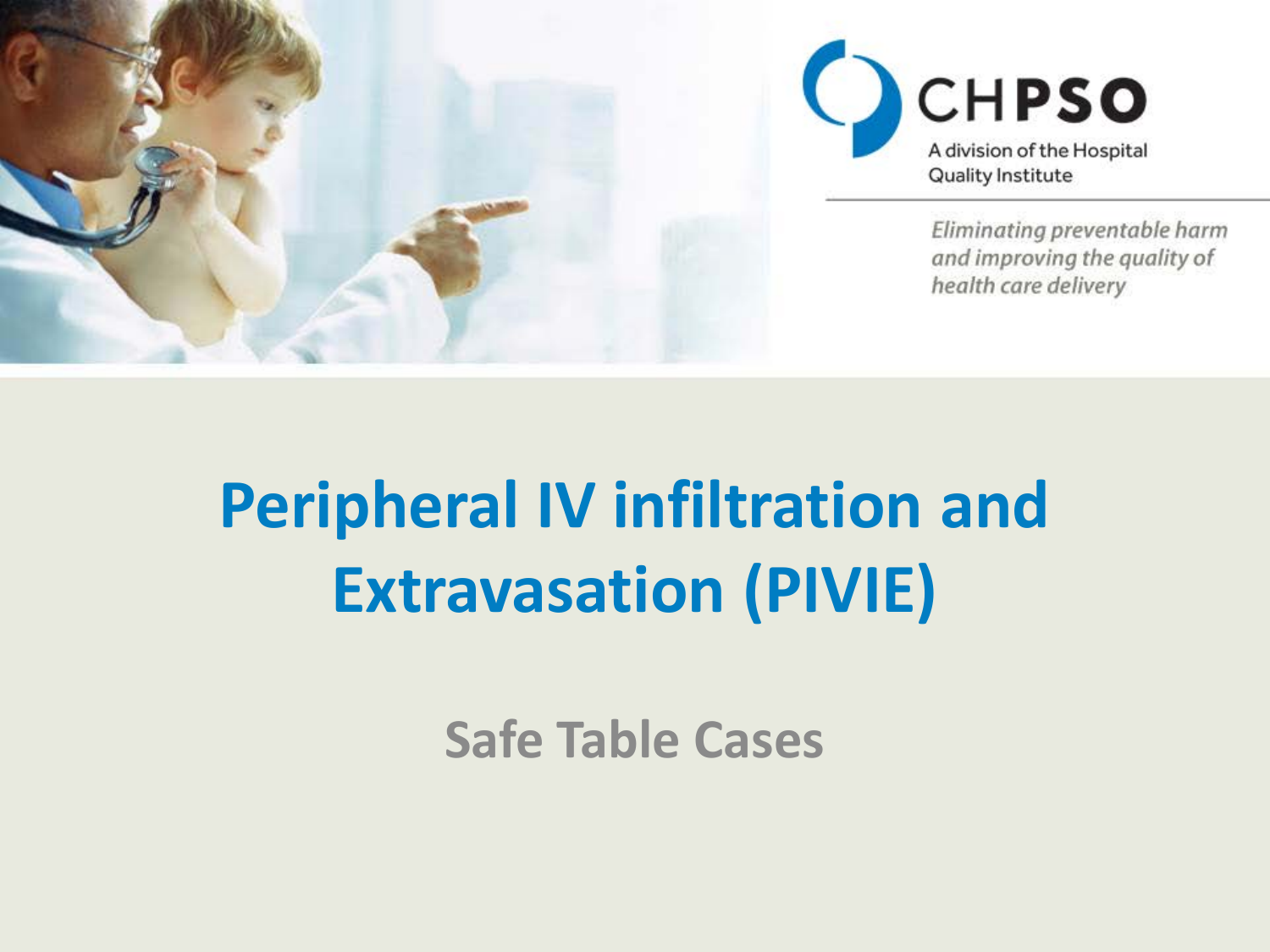CHPSO

A division of the Hospital Quality Institute

*Eliminating preventable harm and improving the quality of health care delivery*

# Peripheral IV infiltration and Extravasation (PIVIE)

## Safe Table Cases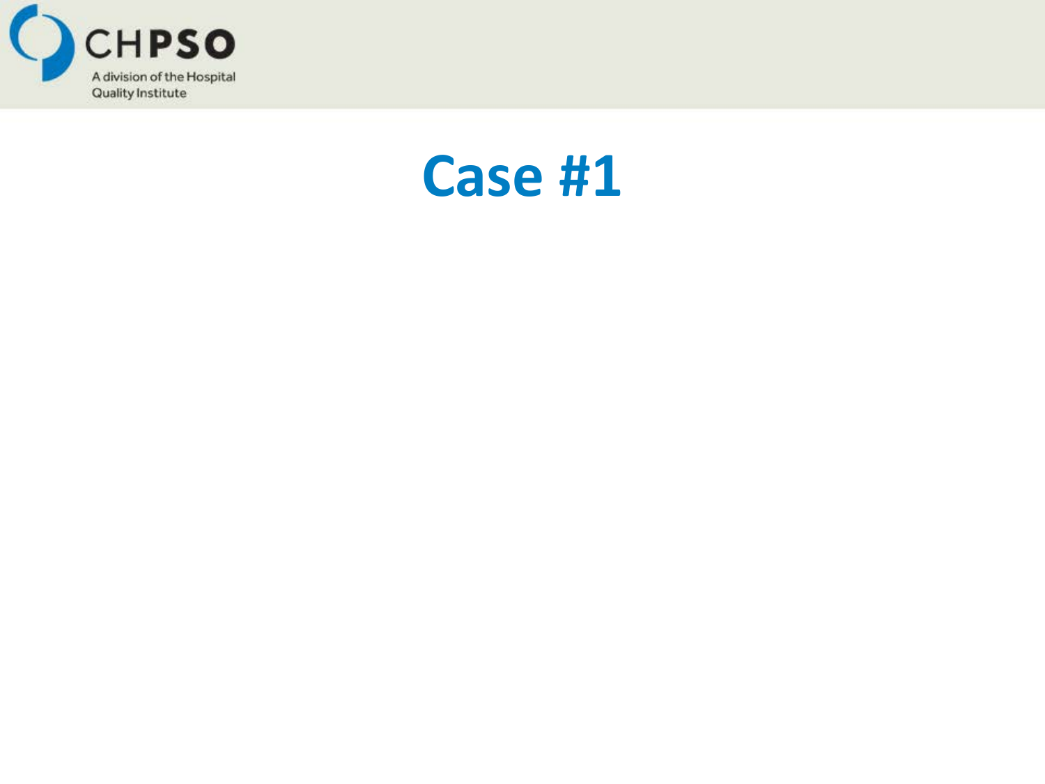# Case #1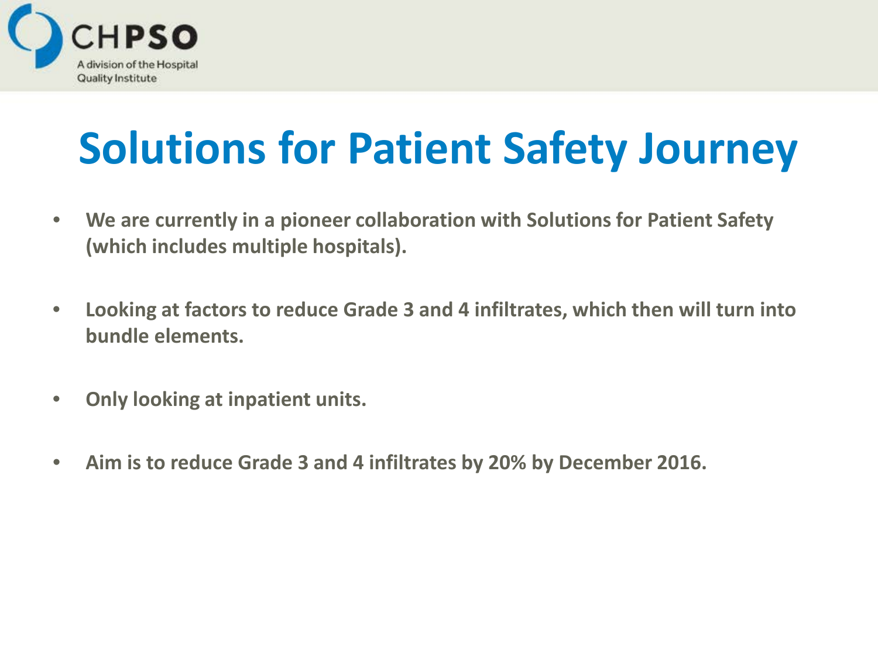# Solutions for Patient Safety Journey

- **We are currently in a pioneer collaboration with Solutions for Patient Safety (which includes multiple hospitals).**
- **Looking at factors to reduce Grade 3 and 4 infiltrates, which then will turn into bundle elements.**
- **Only looking at inpatient units.**
- **Aim is to reduce Grade 3 and 4 infiltrates by 20% by December 2016.**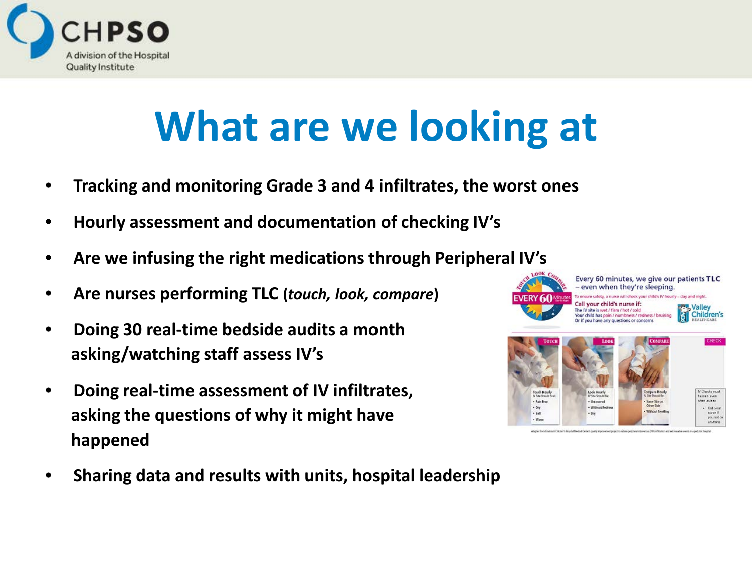# What are we looking at

- **Tracking and monitoring Grade 3 and 4 infiltrates, the worst ones**
- **Hourly assessment and documentation of checking IV's**
- **Are we infusing the right medications through Peripheral IV's**
- **Are nurses performing TLC (*touch, look, compare*)**
- **Doing 30 real-time bedside audits a month asking/watching staff assess IV's**
- **Doing real-time assessment of IV infiltrates, asking the questions of why it might have happened**
- **Sharing data and results with units, hospital leadership**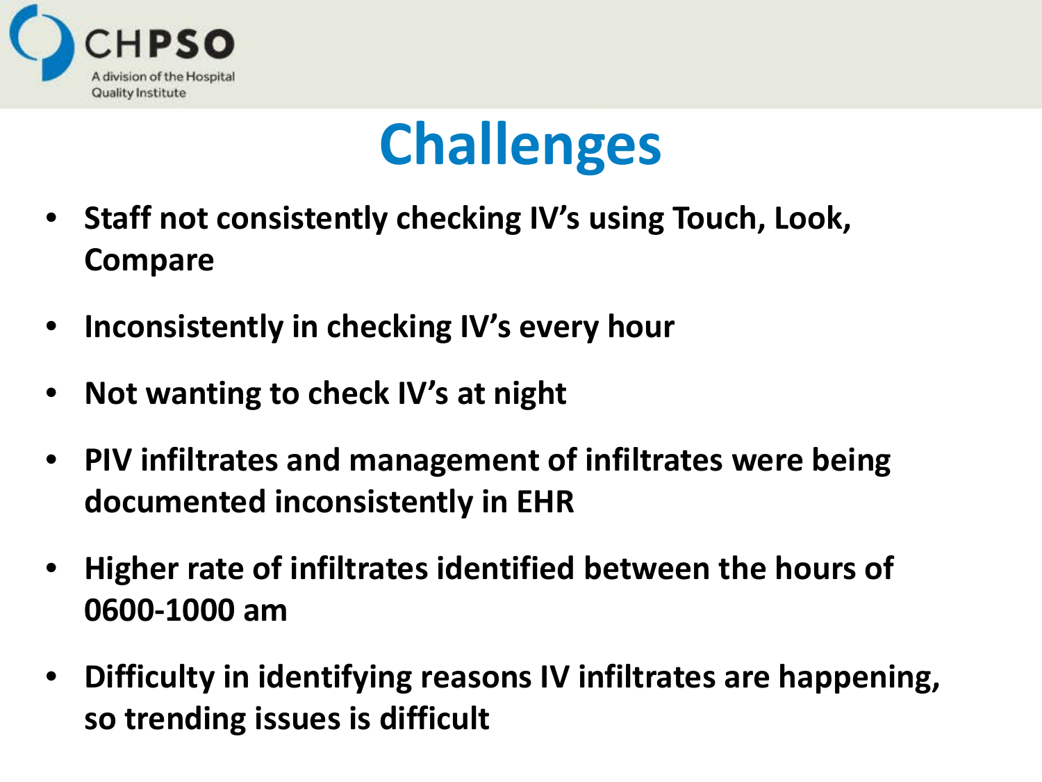# Challenges

- **Staff not consistently checking IV's using Touch, Look, Compare**
- **Inconsistently in checking IV's every hour**
- **Not wanting to check IV's at night**
- **PIV infiltrates and management of infiltrates were being documented inconsistently in EHR**
- **Higher rate of infiltrates identified between the hours of 0600-1000 am**
- **Difficulty in identifying reasons IV infiltrates are happening, so trending issues is difficult**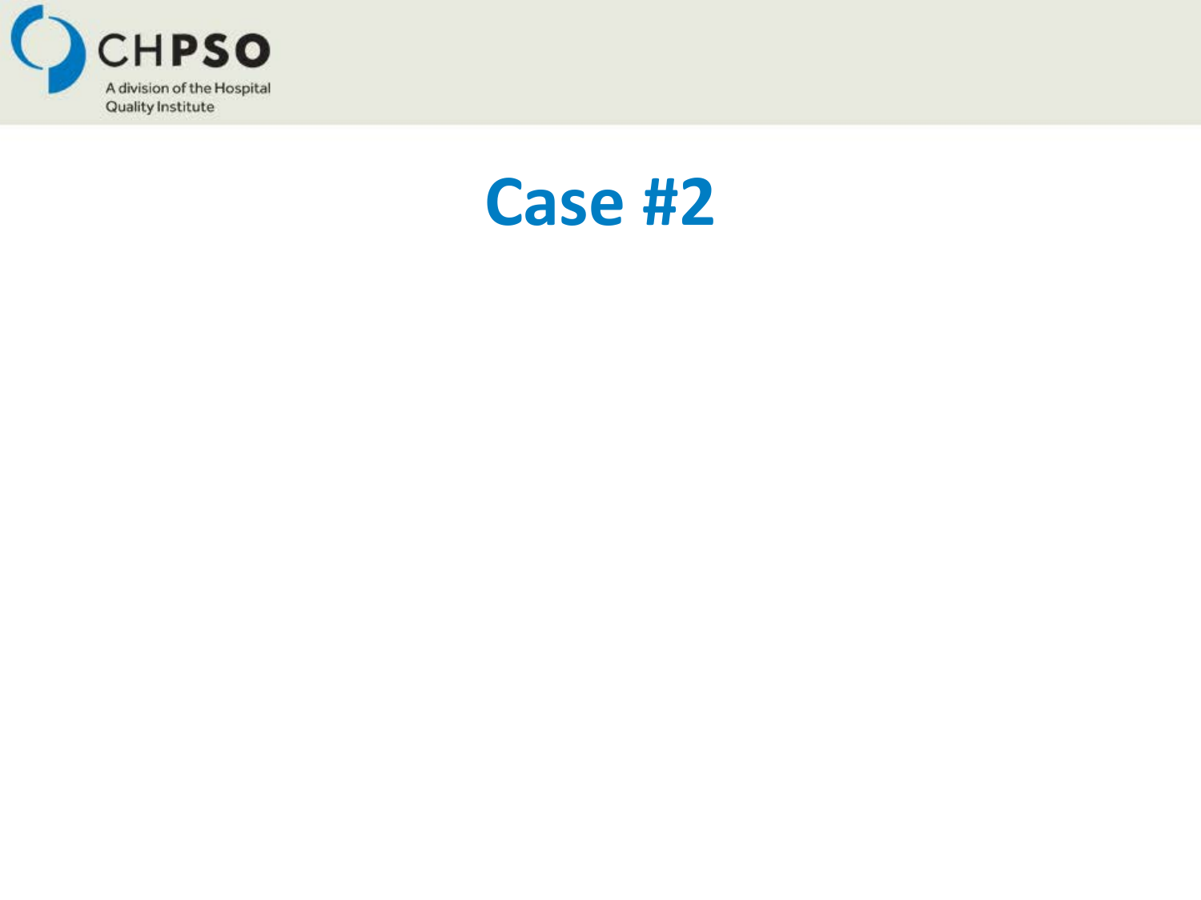# Case #2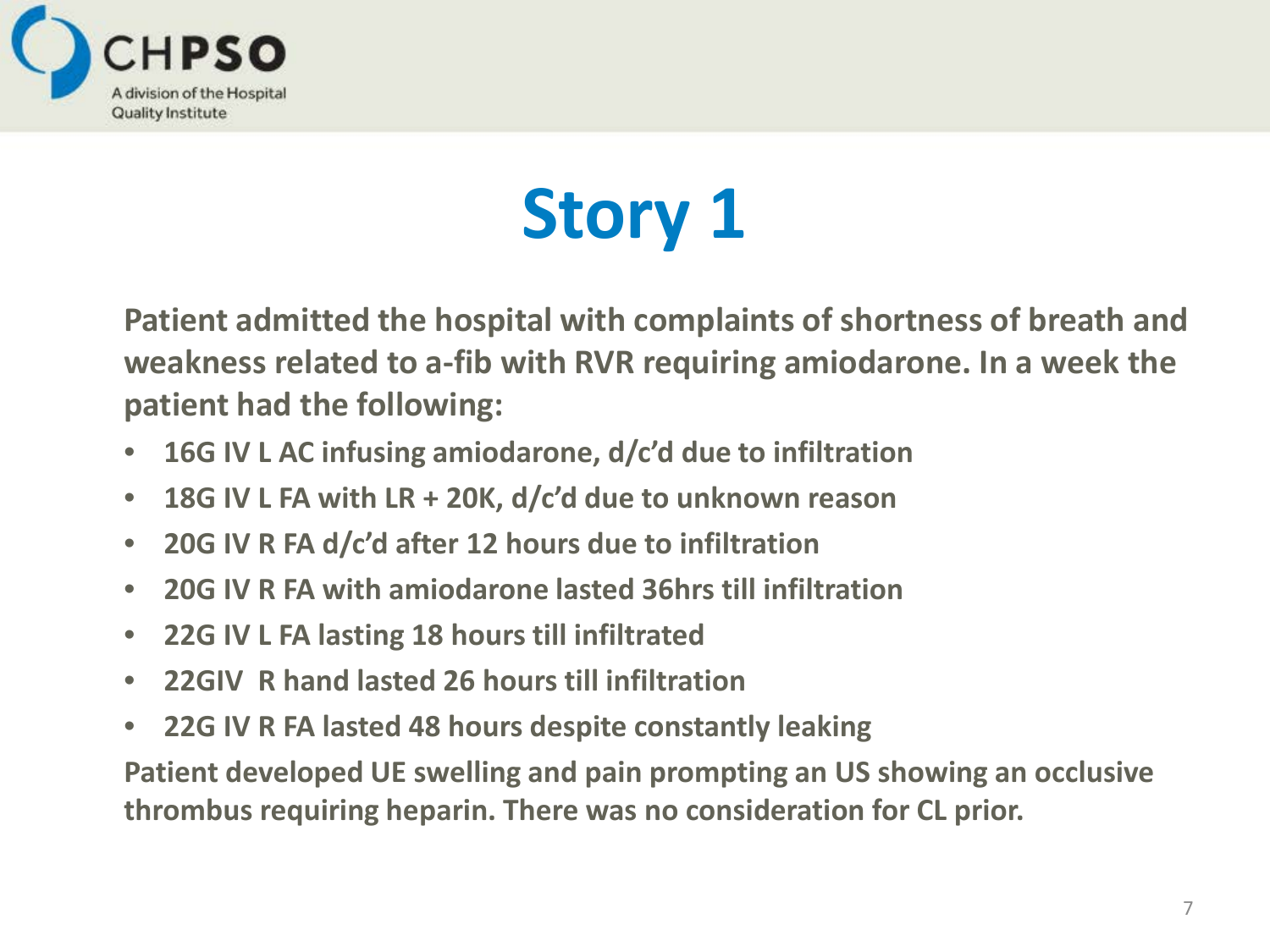# Story 1

**Patient admitted the hospital with complaints of shortness of breath and weakness related to a-fib with RVR requiring amiodarone. In a week the patient had the following:**

- **16G IV L AC infusing amiodarone, d/c'd due to infiltration**
- **18G IV L FA with LR + 20K, d/c'd due to unknown reason**
- **20G IV R FA d/c'd after 12 hours due to infiltration**
- **20G IV R FA with amiodarone lasted 36hrs till infiltration**
- **22G IV L FA lasting 18 hours till infiltrated**
- **22GIV  R hand lasted 26 hours till infiltration**
- **22G IV R FA lasted 48 hours despite constantly leaking**

**Patient developed UE swelling and pain prompting an US showing an occlusive thrombus requiring heparin. There was no consideration for CL prior.**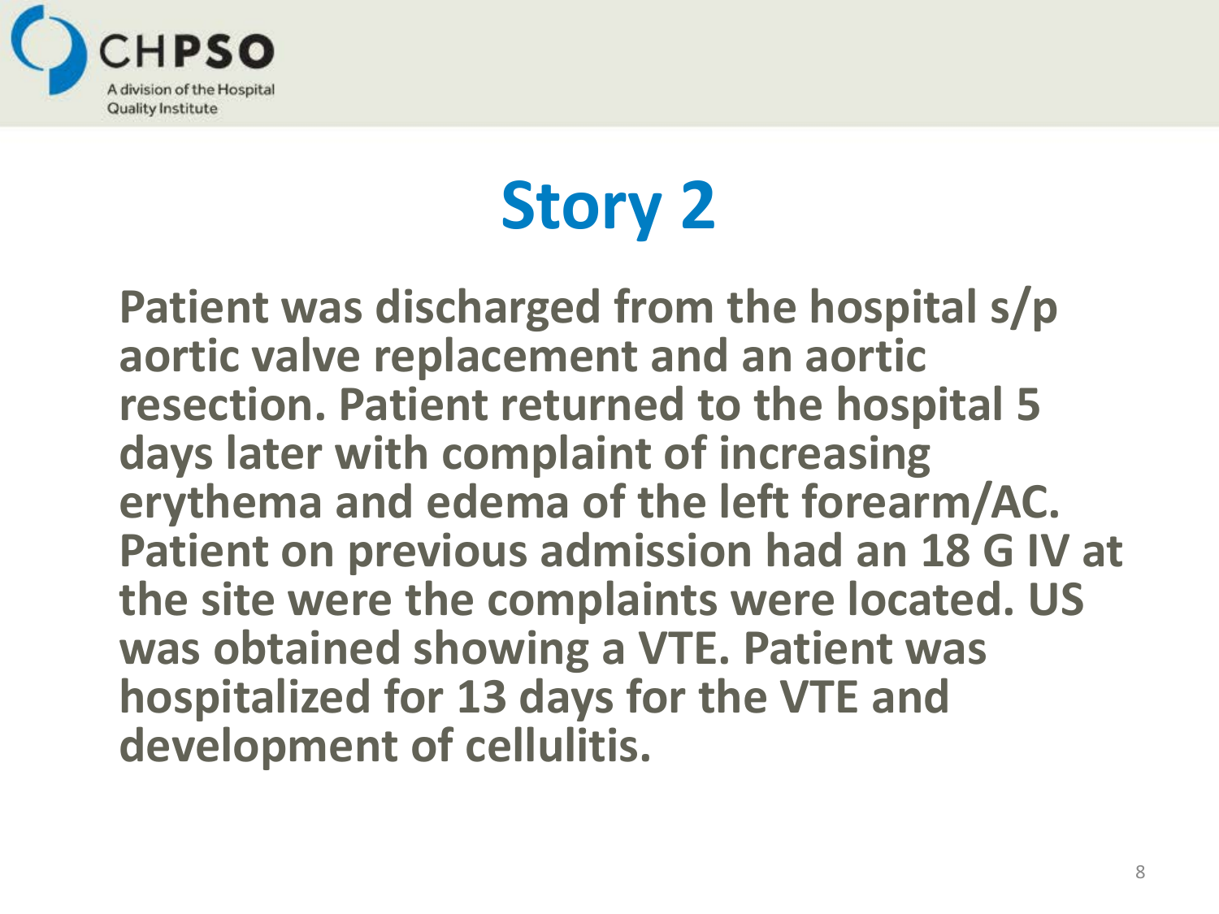# Story 2

**Patient was discharged from the hospital s/p aortic valve replacement and an aortic resection. Patient returned to the hospital 5 days later with complaint of increasing erythema and edema of the left forearm/AC. Patient on previous admission had an 18 G IV at the site were the complaints were located. US was obtained showing a VTE. Patient was hospitalized for 13 days for the VTE and development of cellulitis.**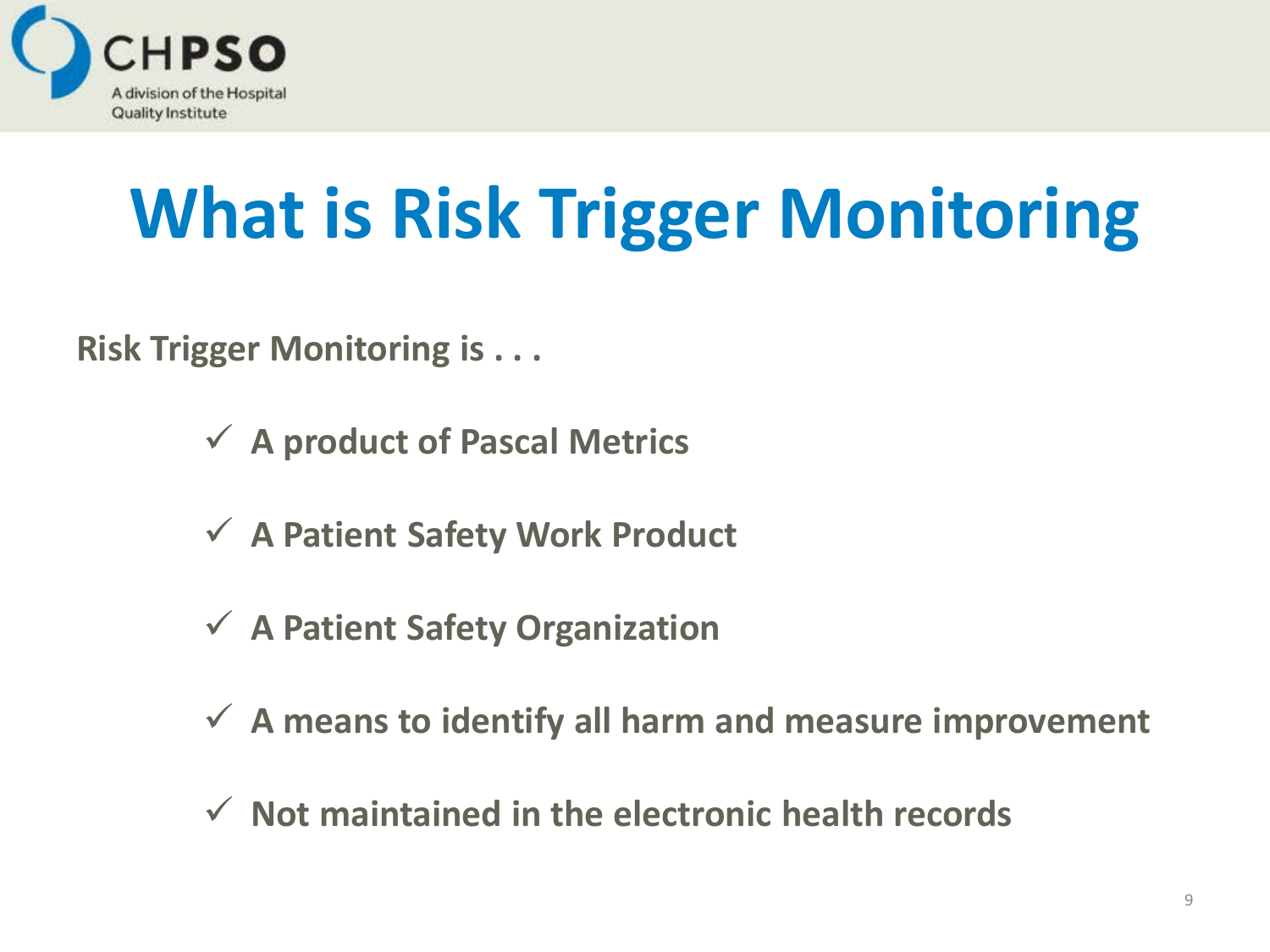# What is Risk Trigger Monitoring

**Risk Trigger Monitoring is . . .**

- ✓ A product of Pascal Metrics
- ✓ A Patient Safety Work Product
- ✓ A Patient Safety Organization
- ✓ A means to identify all harm and measure improvement
- ✓ Not maintained in the electronic health records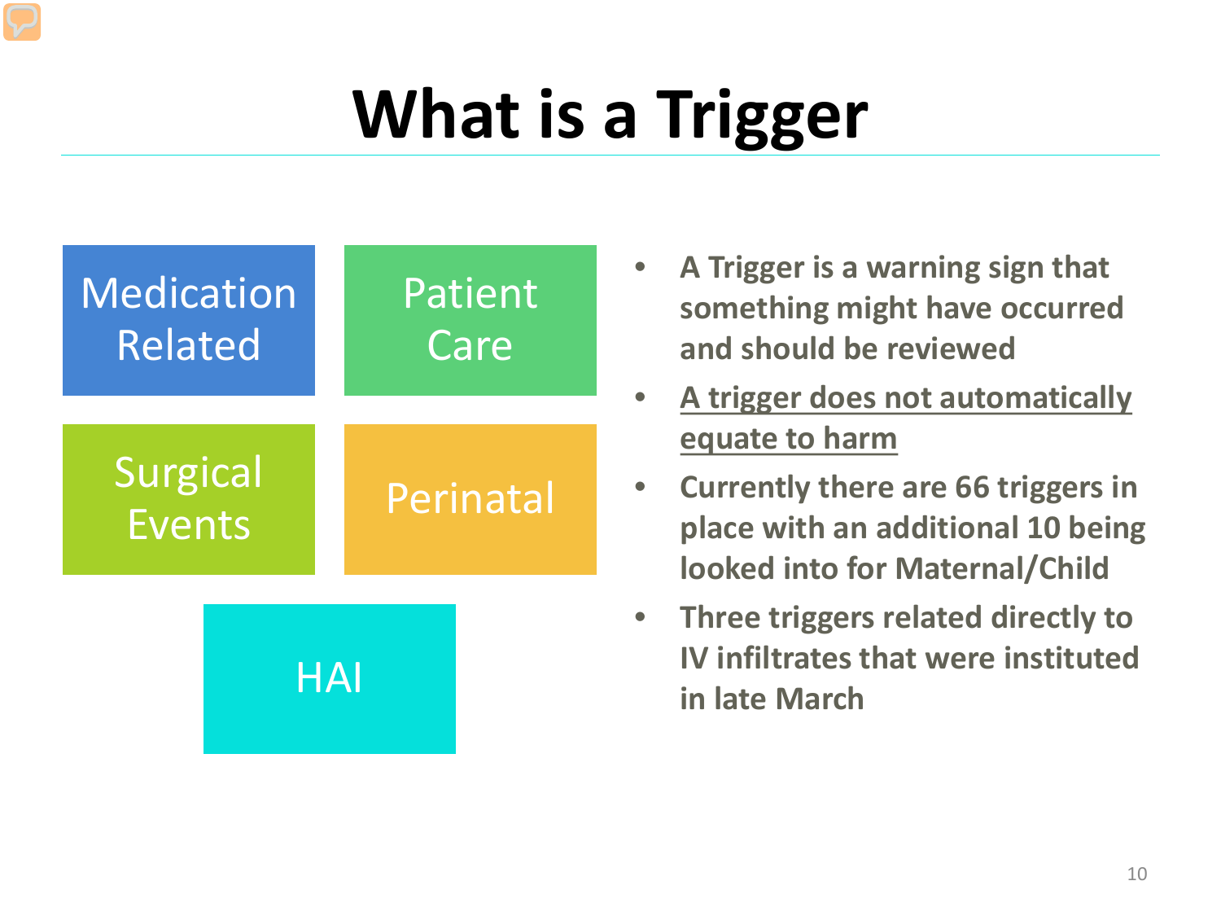# What is a Trigger

Medication Related

Patient Care

Surgical Events

Perinatal

HAI

- **A Trigger is a warning sign that something might have occurred and should be reviewed**
- **A trigger does not automatically equate to harm**
- **Currently there are 66 triggers in place with an additional 10 being looked into for Maternal/Child**
- **Three triggers related directly to IV infiltrates that were instituted in late March**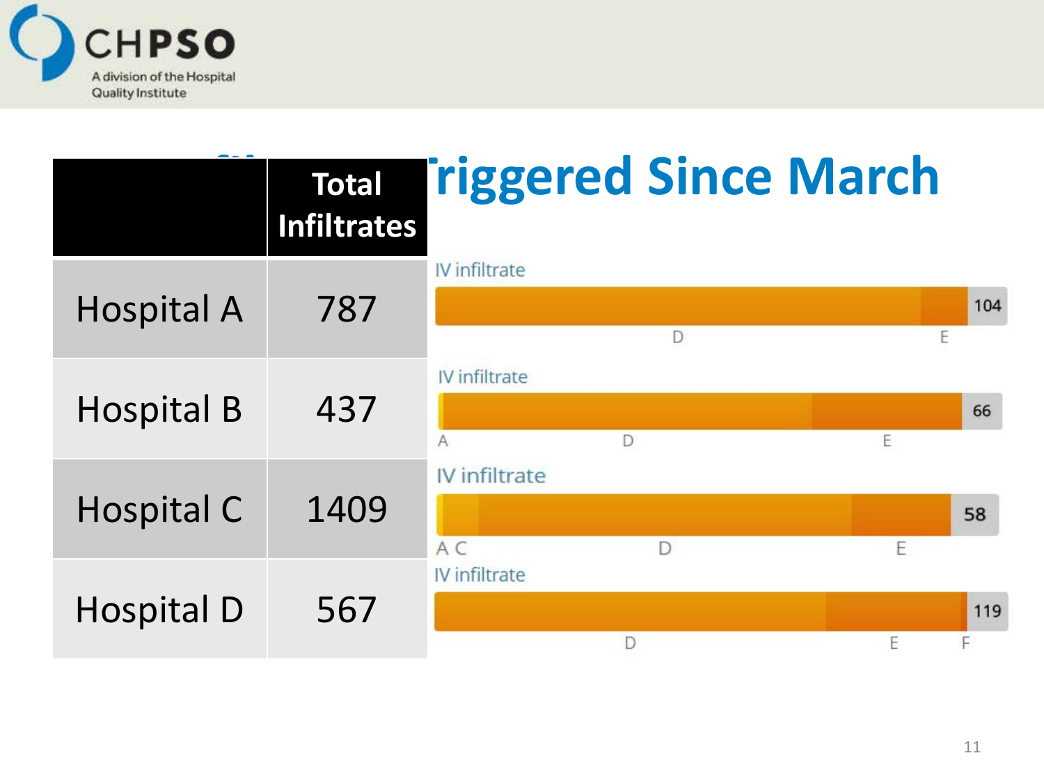# Triggered Since March

| | Total Infiltrates |
|---|---|
| Hospital A | 787 |
| Hospital B | 437 |
| Hospital C | 1409 |
| Hospital D | 567 |

IV infiltrate

104

D E

IV infiltrate

66

A D E

IV infiltrate

58

A C D E

IV infiltrate

119

D E F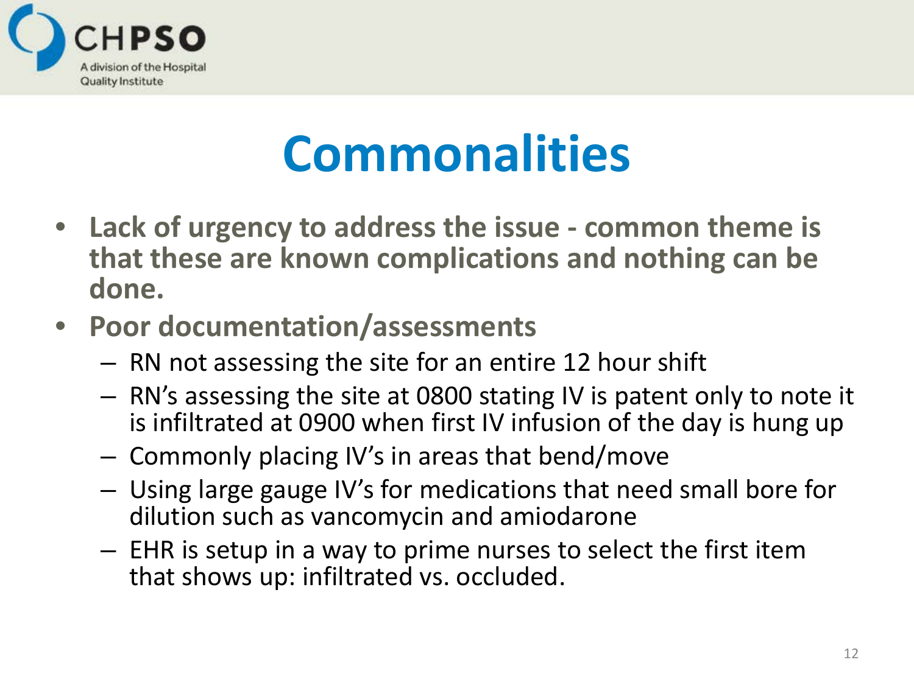# Commonalities

- **Lack of urgency to address the issue - common theme is that these are known complications and nothing can be done.**
- **Poor documentation/assessments**
  - RN not assessing the site for an entire 12 hour shift
  - RN's assessing the site at 0800 stating IV is patent only to note it is infiltrated at 0900 when first IV infusion of the day is hung up
  - Commonly placing IV's in areas that bend/move
  - Using large gauge IV's for medications that need small bore for dilution such as vancomycin and amiodarone
  - EHR is setup in a way to prime nurses to select the first item that shows up: infiltrated vs. occluded.